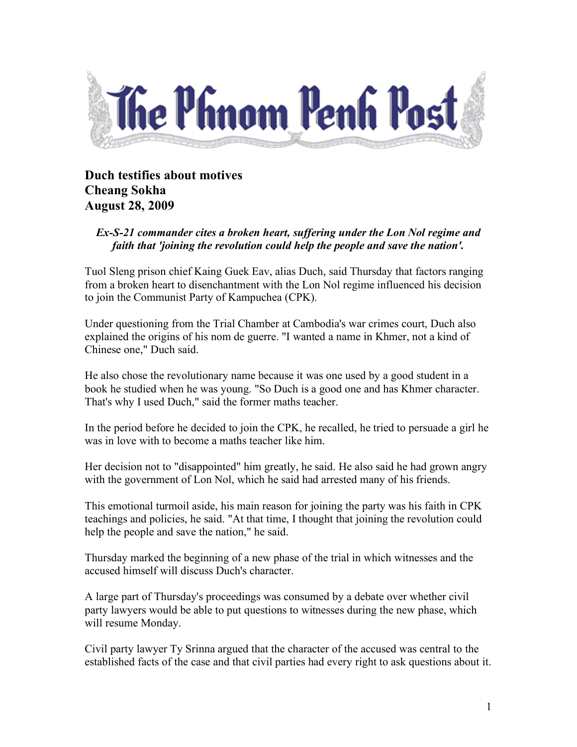# The Phnom Penh Post

**Duch testifies about motives**
**Cheang Sokha**
**August 28, 2009**

***Ex-S-21 commander cites a broken heart, suffering under the Lon Nol regime and faith that 'joining the revolution could help the people and save the nation'.***

Tuol Sleng prison chief Kaing Guek Eav, alias Duch, said Thursday that factors ranging from a broken heart to disenchantment with the Lon Nol regime influenced his decision to join the Communist Party of Kampuchea (CPK).

Under questioning from the Trial Chamber at Cambodia's war crimes court, Duch also explained the origins of his nom de guerre. "I wanted a name in Khmer, not a kind of Chinese one," Duch said.

He also chose the revolutionary name because it was one used by a good student in a book he studied when he was young. "So Duch is a good one and has Khmer character. That's why I used Duch," said the former maths teacher.

In the period before he decided to join the CPK, he recalled, he tried to persuade a girl he was in love with to become a maths teacher like him.

Her decision not to "disappointed" him greatly, he said. He also said he had grown angry with the government of Lon Nol, which he said had arrested many of his friends.

This emotional turmoil aside, his main reason for joining the party was his faith in CPK teachings and policies, he said. "At that time, I thought that joining the revolution could help the people and save the nation," he said.

Thursday marked the beginning of a new phase of the trial in which witnesses and the accused himself will discuss Duch's character.

A large part of Thursday's proceedings was consumed by a debate over whether civil party lawyers would be able to put questions to witnesses during the new phase, which will resume Monday.

Civil party lawyer Ty Srinna argued that the character of the accused was central to the established facts of the case and that civil parties had every right to ask questions about it.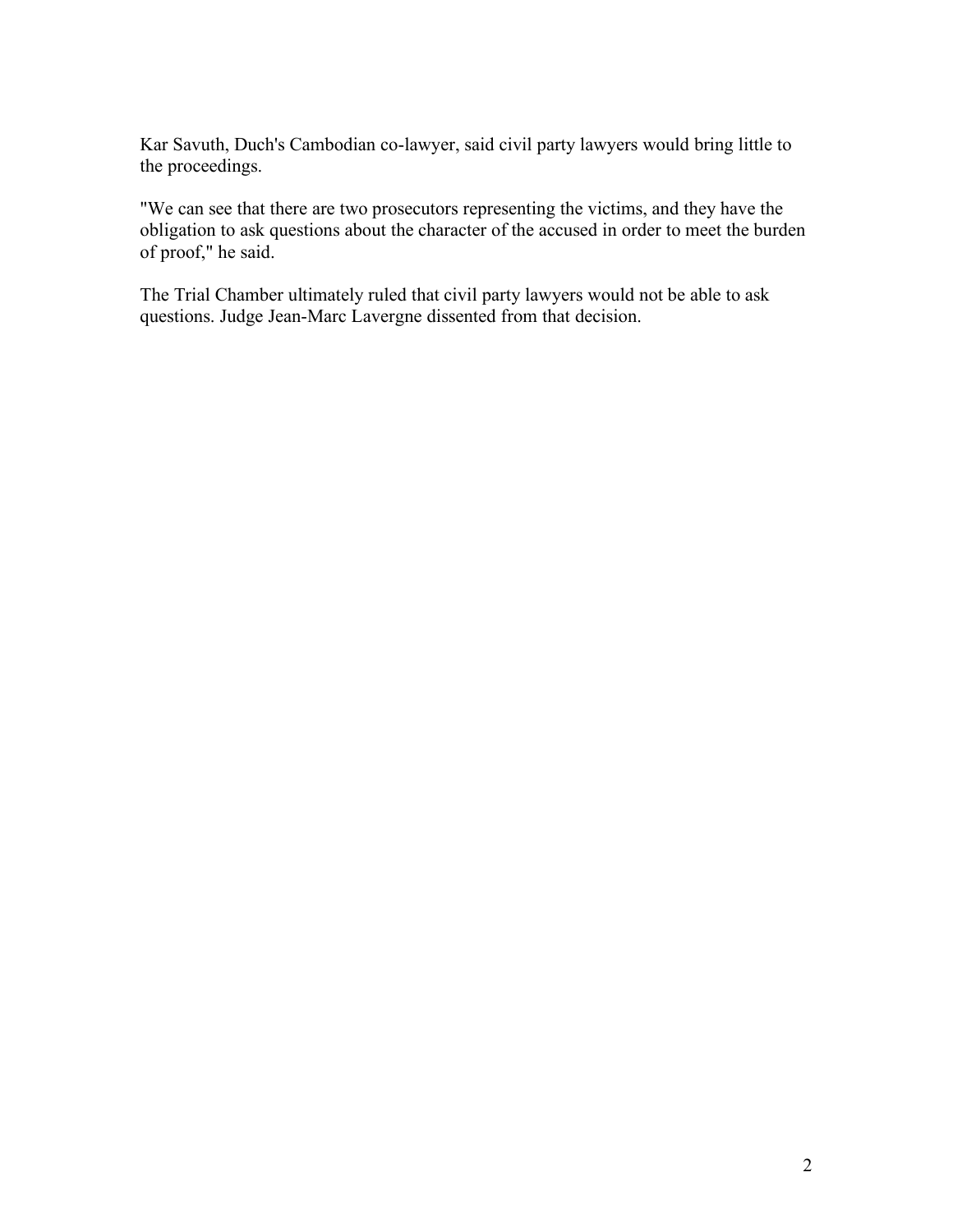Kar Savuth, Duch's Cambodian co-lawyer, said civil party lawyers would bring little to the proceedings.

"We can see that there are two prosecutors representing the victims, and they have the obligation to ask questions about the character of the accused in order to meet the burden of proof," he said.

The Trial Chamber ultimately ruled that civil party lawyers would not be able to ask questions. Judge Jean-Marc Lavergne dissented from that decision.